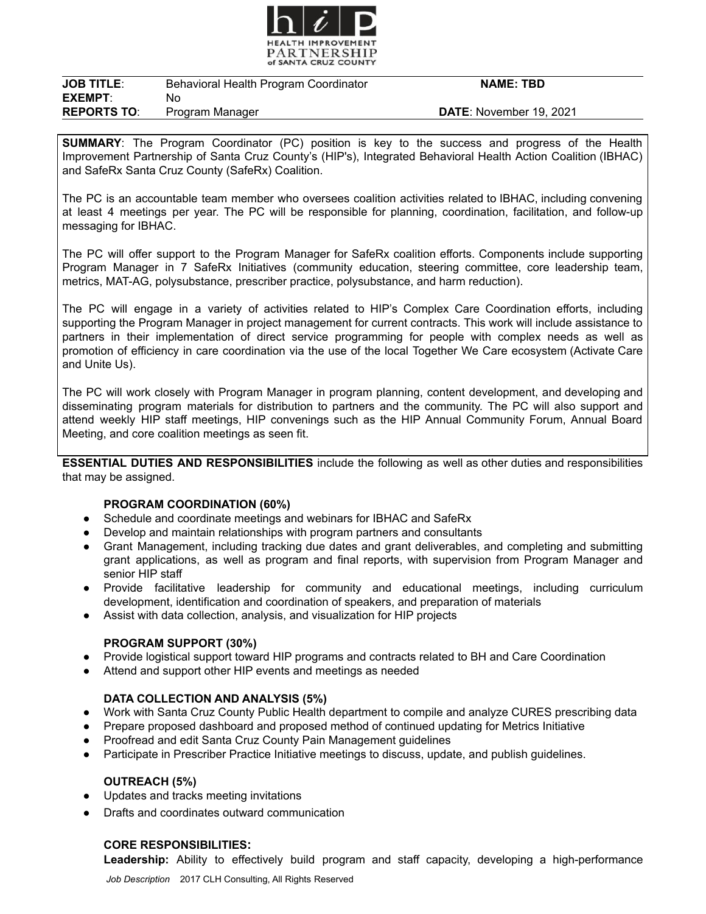HEALTH IMPROVEMENT PARTNERSHIP of SANTA CRUZ COUNTY

| | | |
|---|---|---|
| **JOB TITLE**: | Behavioral Health Program Coordinator | **NAME: TBD** |
| **EXEMPT**: | No | |
| **REPORTS TO**: | Program Manager | **DATE**: November 19, 2021 |

**SUMMARY**: The Program Coordinator (PC) position is key to the success and progress of the Health Improvement Partnership of Santa Cruz County's (HIP's), Integrated Behavioral Health Action Coalition (IBHAC) and SafeRx Santa Cruz County (SafeRx) Coalition.

The PC is an accountable team member who oversees coalition activities related to IBHAC, including convening at least 4 meetings per year. The PC will be responsible for planning, coordination, facilitation, and follow-up messaging for IBHAC.

The PC will offer support to the Program Manager for SafeRx coalition efforts. Components include supporting Program Manager in 7 SafeRx Initiatives (community education, steering committee, core leadership team, metrics, MAT-AG, polysubstance, prescriber practice, polysubstance, and harm reduction).

The PC will engage in a variety of activities related to HIP's Complex Care Coordination efforts, including supporting the Program Manager in project management for current contracts. This work will include assistance to partners in their implementation of direct service programming for people with complex needs as well as promotion of efficiency in care coordination via the use of the local Together We Care ecosystem (Activate Care and Unite Us).

The PC will work closely with Program Manager in program planning, content development, and developing and disseminating program materials for distribution to partners and the community. The PC will also support and attend weekly HIP staff meetings, HIP convenings such as the HIP Annual Community Forum, Annual Board Meeting, and core coalition meetings as seen fit.

**ESSENTIAL DUTIES AND RESPONSIBILITIES** include the following as well as other duties and responsibilities that may be assigned.

**PROGRAM COORDINATION (60%)**

- Schedule and coordinate meetings and webinars for IBHAC and SafeRx
- Develop and maintain relationships with program partners and consultants
- Grant Management, including tracking due dates and grant deliverables, and completing and submitting grant applications, as well as program and final reports, with supervision from Program Manager and senior HIP staff
- Provide facilitative leadership for community and educational meetings, including curriculum development, identification and coordination of speakers, and preparation of materials
- Assist with data collection, analysis, and visualization for HIP projects

**PROGRAM SUPPORT (30%)**

- Provide logistical support toward HIP programs and contracts related to BH and Care Coordination
- Attend and support other HIP events and meetings as needed

**DATA COLLECTION AND ANALYSIS (5%)**

- Work with Santa Cruz County Public Health department to compile and analyze CURES prescribing data
- Prepare proposed dashboard and proposed method of continued updating for Metrics Initiative
- Proofread and edit Santa Cruz County Pain Management guidelines
- Participate in Prescriber Practice Initiative meetings to discuss, update, and publish guidelines.

**OUTREACH (5%)**

- Updates and tracks meeting invitations
- Drafts and coordinates outward communication

**CORE RESPONSIBILITIES:**

**Leadership:** Ability to effectively build program and staff capacity, developing a high-performance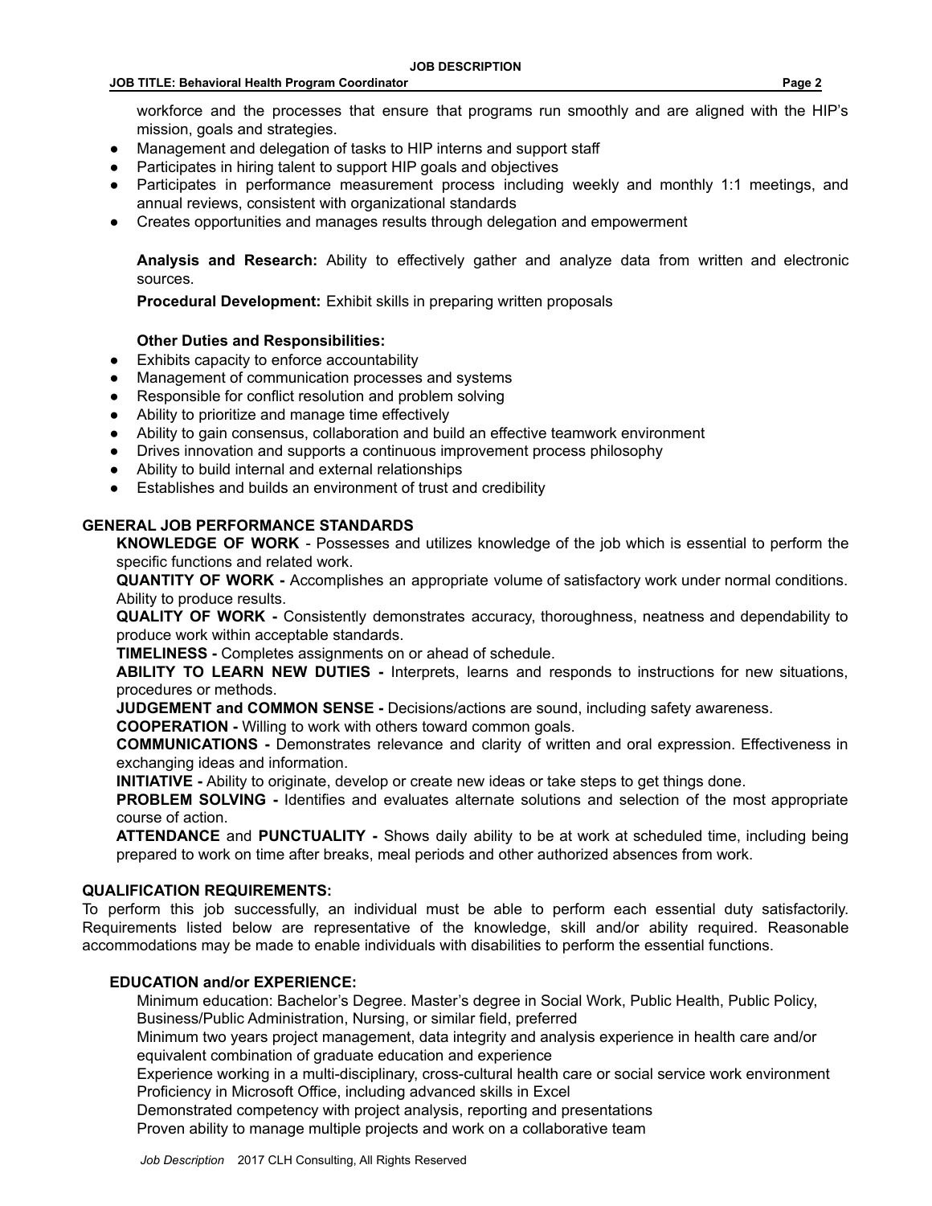workforce and the processes that ensure that programs run smoothly and are aligned with the HIP's mission, goals and strategies.

- Management and delegation of tasks to HIP interns and support staff
- Participates in hiring talent to support HIP goals and objectives
- Participates in performance measurement process including weekly and monthly 1:1 meetings, and annual reviews, consistent with organizational standards
- Creates opportunities and manages results through delegation and empowerment

**Analysis and Research:** Ability to effectively gather and analyze data from written and electronic sources.

**Procedural Development:** Exhibit skills in preparing written proposals

**Other Duties and Responsibilities:**

- Exhibits capacity to enforce accountability
- Management of communication processes and systems
- Responsible for conflict resolution and problem solving
- Ability to prioritize and manage time effectively
- Ability to gain consensus, collaboration and build an effective teamwork environment
- Drives innovation and supports a continuous improvement process philosophy
- Ability to build internal and external relationships
- Establishes and builds an environment of trust and credibility

## GENERAL JOB PERFORMANCE STANDARDS

**KNOWLEDGE OF WORK** - Possesses and utilizes knowledge of the job which is essential to perform the specific functions and related work.

**QUANTITY OF WORK -** Accomplishes an appropriate volume of satisfactory work under normal conditions. Ability to produce results.

**QUALITY OF WORK -** Consistently demonstrates accuracy, thoroughness, neatness and dependability to produce work within acceptable standards.

**TIMELINESS -** Completes assignments on or ahead of schedule.

**ABILITY TO LEARN NEW DUTIES -** Interprets, learns and responds to instructions for new situations, procedures or methods.

**JUDGEMENT and COMMON SENSE -** Decisions/actions are sound, including safety awareness.

**COOPERATION -** Willing to work with others toward common goals.

**COMMUNICATIONS -** Demonstrates relevance and clarity of written and oral expression. Effectiveness in exchanging ideas and information.

**INITIATIVE -** Ability to originate, develop or create new ideas or take steps to get things done.

**PROBLEM SOLVING -** Identifies and evaluates alternate solutions and selection of the most appropriate course of action.

**ATTENDANCE** and **PUNCTUALITY -** Shows daily ability to be at work at scheduled time, including being prepared to work on time after breaks, meal periods and other authorized absences from work.

## QUALIFICATION REQUIREMENTS:

To perform this job successfully, an individual must be able to perform each essential duty satisfactorily. Requirements listed below are representative of the knowledge, skill and/or ability required. Reasonable accommodations may be made to enable individuals with disabilities to perform the essential functions.

### EDUCATION and/or EXPERIENCE:

Minimum education: Bachelor's Degree. Master's degree in Social Work, Public Health, Public Policy, Business/Public Administration, Nursing, or similar field, preferred

Minimum two years project management, data integrity and analysis experience in health care and/or equivalent combination of graduate education and experience

Experience working in a multi-disciplinary, cross-cultural health care or social service work environment

Proficiency in Microsoft Office, including advanced skills in Excel

Demonstrated competency with project analysis, reporting and presentations

Proven ability to manage multiple projects and work on a collaborative team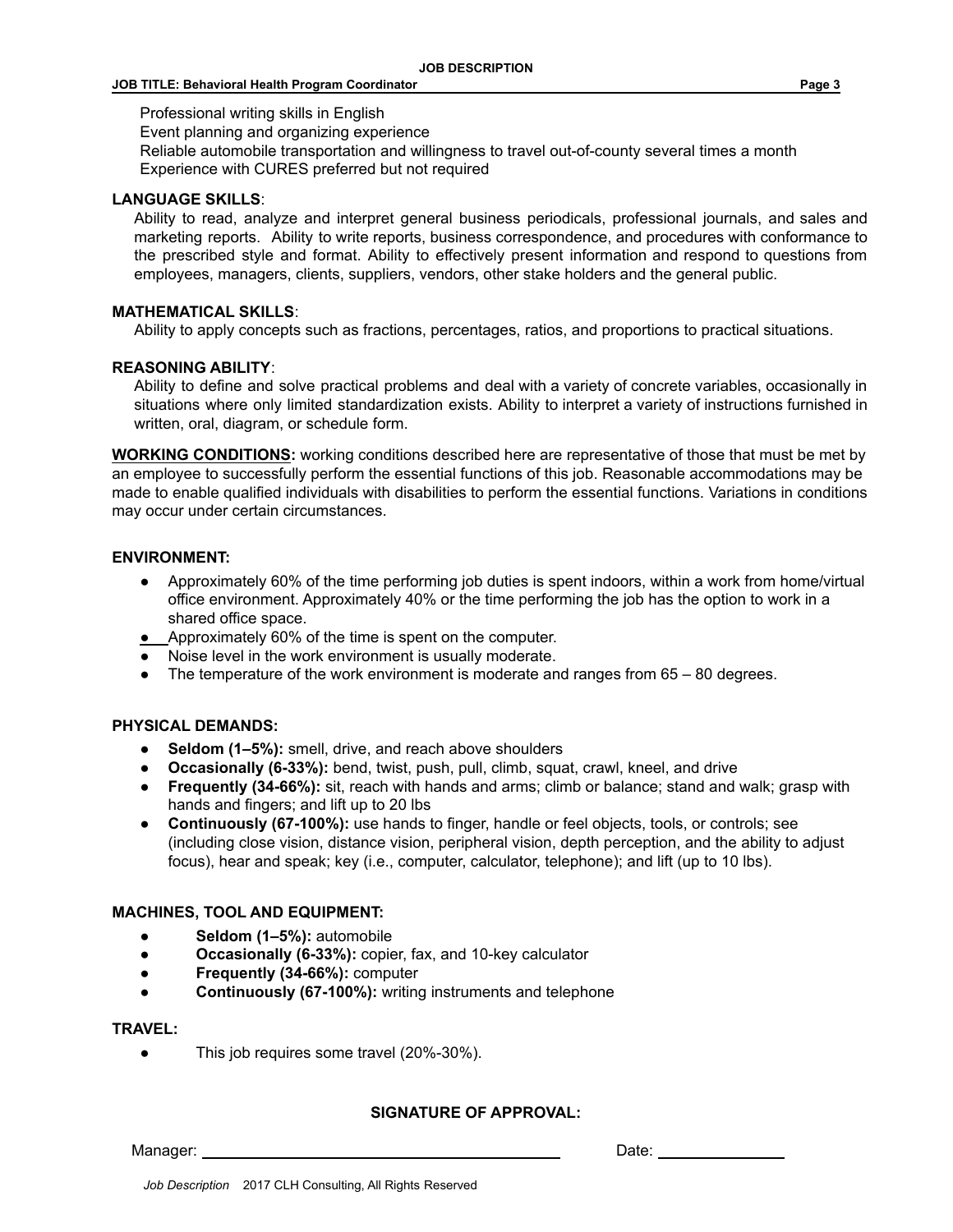Professional writing skills in English
Event planning and organizing experience
Reliable automobile transportation and willingness to travel out-of-county several times a month
Experience with CURES preferred but not required

**LANGUAGE SKILLS**:

Ability to read, analyze and interpret general business periodicals, professional journals, and sales and marketing reports. Ability to write reports, business correspondence, and procedures with conformance to the prescribed style and format. Ability to effectively present information and respond to questions from employees, managers, clients, suppliers, vendors, other stake holders and the general public.

**MATHEMATICAL SKILLS**:

Ability to apply concepts such as fractions, percentages, ratios, and proportions to practical situations.

**REASONING ABILITY**:

Ability to define and solve practical problems and deal with a variety of concrete variables, occasionally in situations where only limited standardization exists. Ability to interpret a variety of instructions furnished in written, oral, diagram, or schedule form.

**WORKING CONDITIONS:** working conditions described here are representative of those that must be met by an employee to successfully perform the essential functions of this job. Reasonable accommodations may be made to enable qualified individuals with disabilities to perform the essential functions. Variations in conditions may occur under certain circumstances.

**ENVIRONMENT:**

- Approximately 60% of the time performing job duties is spent indoors, within a work from home/virtual office environment. Approximately 40% or the time performing the job has the option to work in a shared office space.
- Approximately 60% of the time is spent on the computer.
- Noise level in the work environment is usually moderate.
- The temperature of the work environment is moderate and ranges from 65 – 80 degrees.

**PHYSICAL DEMANDS:**

- **Seldom (1–5%):** smell, drive, and reach above shoulders
- **Occasionally (6-33%):** bend, twist, push, pull, climb, squat, crawl, kneel, and drive
- **Frequently (34-66%):** sit, reach with hands and arms; climb or balance; stand and walk; grasp with hands and fingers; and lift up to 20 lbs
- **Continuously (67-100%):** use hands to finger, handle or feel objects, tools, or controls; see (including close vision, distance vision, peripheral vision, depth perception, and the ability to adjust focus), hear and speak; key (i.e., computer, calculator, telephone); and lift (up to 10 lbs).

**MACHINES, TOOL AND EQUIPMENT:**

- **Seldom (1–5%):** automobile
- **Occasionally (6-33%):** copier, fax, and 10-key calculator
- **Frequently (34-66%):** computer
- **Continuously (67-100%):** writing instruments and telephone

**TRAVEL:**

- This job requires some travel (20%-30%).

**SIGNATURE OF APPROVAL:**

Manager: ______________________________ Date: ______________

*Job Description* 2017 CLH Consulting, All Rights Reserved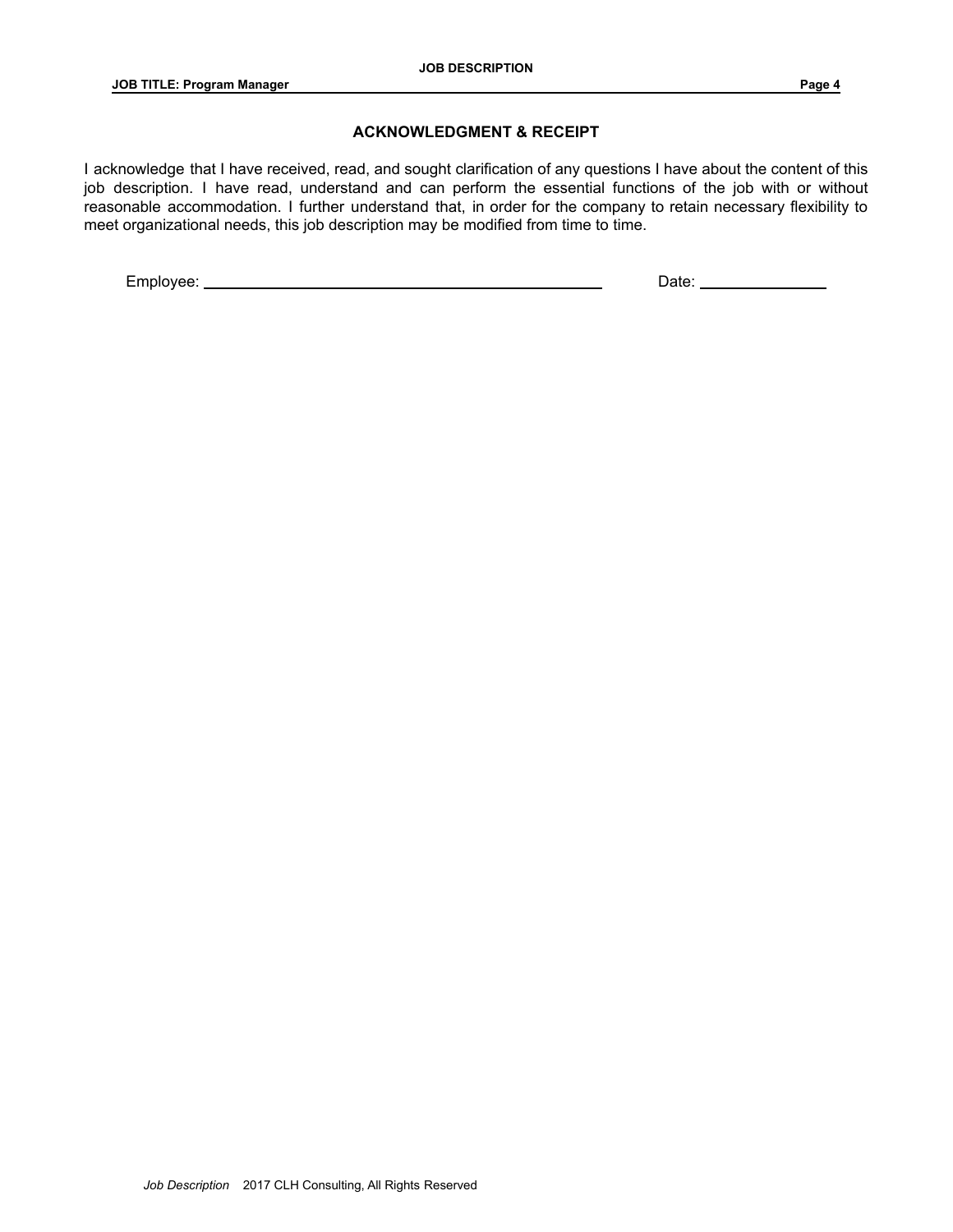## ACKNOWLEDGMENT & RECEIPT

I acknowledge that I have received, read, and sought clarification of any questions I have about the content of this job description. I have read, understand and can perform the essential functions of the job with or without reasonable accommodation. I further understand that, in order for the company to retain necessary flexibility to meet organizational needs, this job description may be modified from time to time.

Employee: ________________________________________ Date: ______________